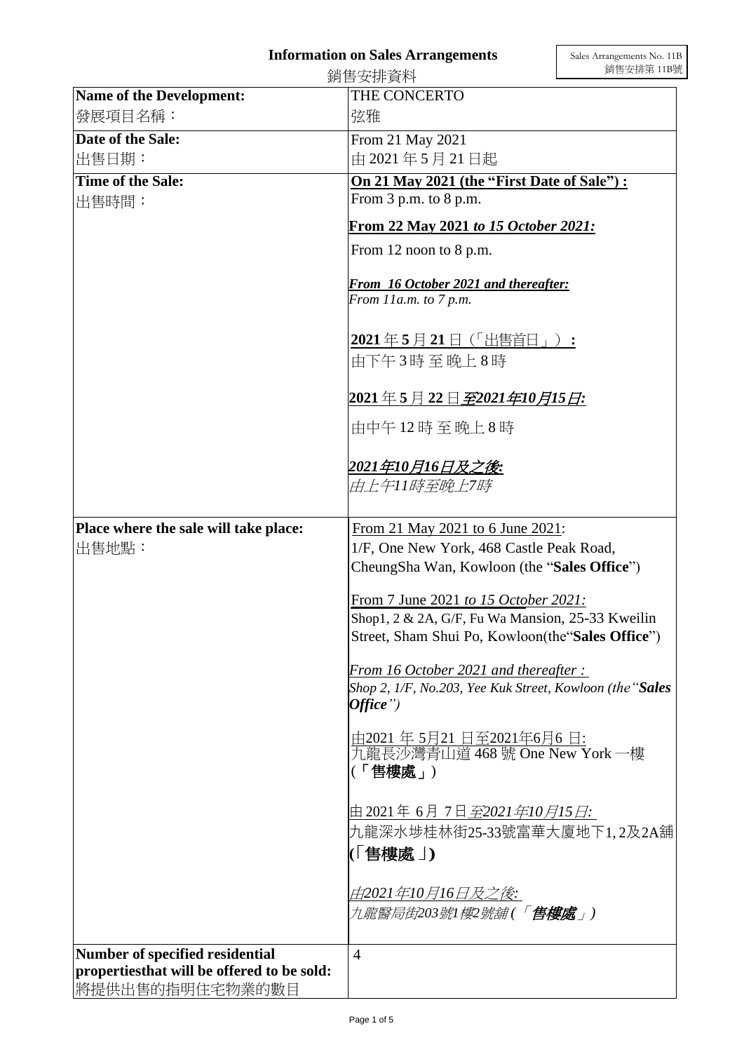# Information on Sales Arrangements

銷售安排資料

Sales Arrangements No. 11B
銷售安排第 11B號

| Name of the Development:<br>發展項目名稱： | THE CONCERTO<br>弦雅 |
|---|---|
| Date of the Sale:<br>出售日期： | From 21 May 2021<br>由 2021 年 5 月 21 日起 |
| Time of the Sale:<br>出售時間： | **On 21 May 2021 (the "First Date of Sale") :**<br>From 3 p.m. to 8 p.m.<br><br>**From 22 May 2021 *to 15 October 2021:***<br>From 12 noon to 8 p.m.<br><br>***From 16 October 2021 and thereafter:***<br>*From 11a.m. to 7 p.m.*<br><br>**2021 年 5 月 21 日（「出售首日」）：**<br>由下午 3 時 至 晚上 8 時<br><br>**2021 年 5 月 22 日*至2021年10月15日:***<br>由中午 12 時 至 晚上 8 時<br><br>***2021年10月16日及之後:***<br>*由上午11時至晚上7時* |
| Place where the sale will take place:<br>出售地點： | From 21 May 2021 to 6 June 2021:<br>1/F, One New York, 468 Castle Peak Road, CheungSha Wan, Kowloon (the "**Sales Office**")<br><br>From 7 June 2021 *to 15 October 2021:*<br>Shop1, 2 & 2A, G/F, Fu Wa Mansion, 25-33 Kweilin Street, Sham Shui Po, Kowloon(the"**Sales Office**")<br><br>*From 16 October 2021 and thereafter :*<br>*Shop 2, 1/F, No.203, Yee Kuk Street, Kowloon (the"**Sales Office**")*<br><br>由2021 年 5月21 日至2021年6月6 日:<br>九龍長沙灣青山道 468 號 One New York 一樓 (「**售樓處**」)<br><br>由 2021年 6月 7日*至2021年10月15日:*<br>九龍深水埗桂林街25-33號富華大廈地下1, 2及2A舖 **(「售樓處」)**<br><br>*由2021年10月16日及之後:*<br>*九龍醫局街203號1樓2號舖 (「**售樓處**」)* |
| Number of specified residential propertiesthat will be offered to be sold:<br>將提供出售的指明住宅物業的數目 | 4 |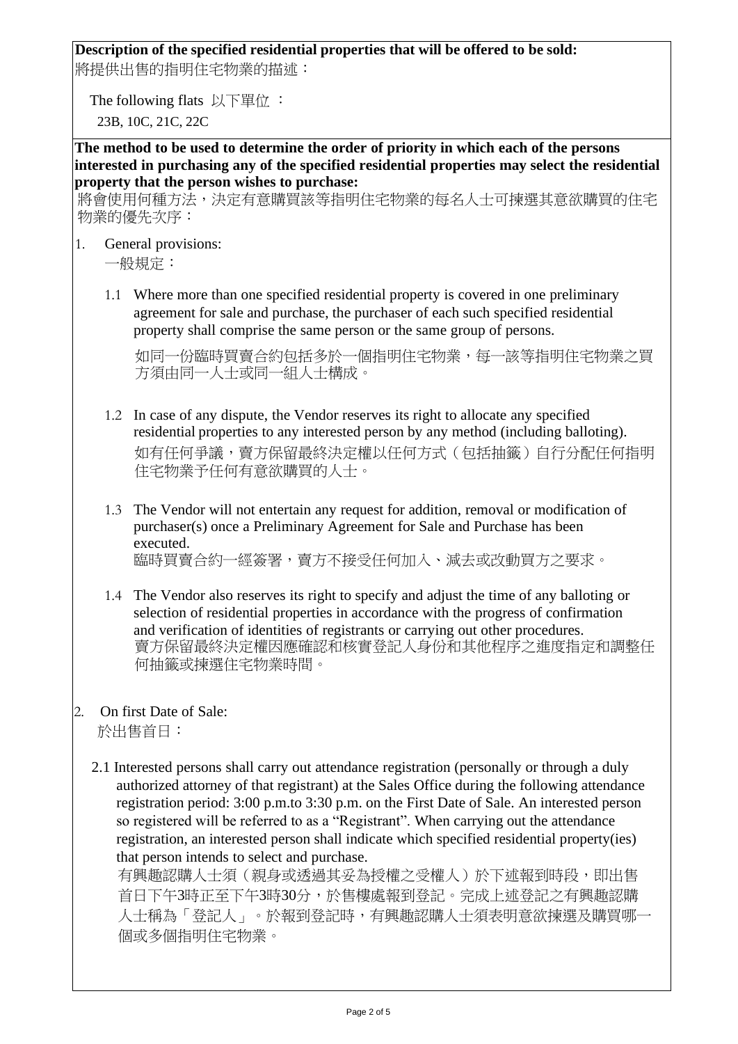**Description of the specified residential properties that will be offered to be sold:**
將提供出售的指明住宅物業的描述：

The following flats 以下單位 ：

23B, 10C, 21C, 22C

**The method to be used to determine the order of priority in which each of the persons interested in purchasing any of the specified residential properties may select the residential property that the person wishes to purchase:**
將會使用何種方法，決定有意購買該等指明住宅物業的每名人士可揀選其意欲購買的住宅物業的優先次序：

1. General provisions:
   一般規定：

   1.1 Where more than one specified residential property is covered in one preliminary agreement for sale and purchase, the purchaser of each such specified residential property shall comprise the same person or the same group of persons.

   如同一份臨時買賣合約包括多於一個指明住宅物業，每一該等指明住宅物業之買方須由同一人士或同一組人士構成。

   1.2 In case of any dispute, the Vendor reserves its right to allocate any specified residential properties to any interested person by any method (including balloting).
   如有任何爭議，賣方保留最終決定權以任何方式（包括抽籤）自行分配任何指明住宅物業予任何有意欲購買的人士。

   1.3 The Vendor will not entertain any request for addition, removal or modification of purchaser(s) once a Preliminary Agreement for Sale and Purchase has been executed.
   臨時買賣合約一經簽署，賣方不接受任何加入、減去或改動買方之要求。

   1.4 The Vendor also reserves its right to specify and adjust the time of any balloting or selection of residential properties in accordance with the progress of confirmation and verification of identities of registrants or carrying out other procedures.
   賣方保留最終決定權因應確認和核實登記人身份和其他程序之進度指定和調整任何抽籤或揀選住宅物業時間。

2. On first Date of Sale:
   於出售首日：

   2.1 Interested persons shall carry out attendance registration (personally or through a duly authorized attorney of that registrant) at the Sales Office during the following attendance registration period: 3:00 p.m.to 3:30 p.m. on the First Date of Sale. An interested person so registered will be referred to as a "Registrant". When carrying out the attendance registration, an interested person shall indicate which specified residential property(ies) that person intends to select and purchase.
   有興趣認購人士須（親身或透過其妥為授權之受權人）於下述報到時段，即出售首日下午3時正至下午3時30分，於售樓處報到登記。完成上述登記之有興趣認購人士稱為「登記人」。於報到登記時，有興趣認購人士須表明意欲揀選及購買哪一個或多個指明住宅物業。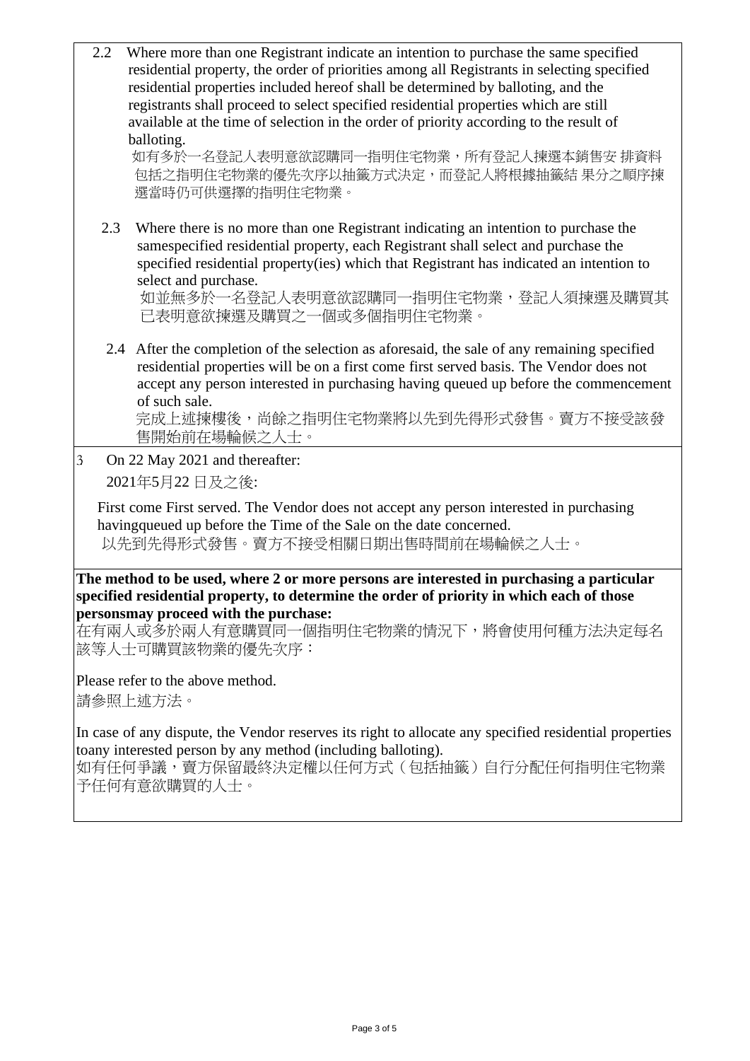2.2 Where more than one Registrant indicate an intention to purchase the same specified residential property, the order of priorities among all Registrants in selecting specified residential properties included hereof shall be determined by balloting, and the registrants shall proceed to select specified residential properties which are still available at the time of selection in the order of priority according to the result of balloting.
如有多於一名登記人表明意欲認購同一指明住宅物業，所有登記人揀選本銷售安 排資料包括之指明住宅物業的優先次序以抽籤方式決定，而登記人將根據抽籤結 果分之順序揀選當時仍可供選擇的指明住宅物業。

2.3 Where there is no more than one Registrant indicating an intention to purchase the samespecified residential property, each Registrant shall select and purchase the specified residential property(ies) which that Registrant has indicated an intention to select and purchase.
如並無多於一名登記人表明意欲認購同一指明住宅物業，登記人須揀選及購買其已表明意欲揀選及購買之一個或多個指明住宅物業。

2.4 After the completion of the selection as aforesaid, the sale of any remaining specified residential properties will be on a first come first served basis. The Vendor does not accept any person interested in purchasing having queued up before the commencement of such sale.
完成上述揀樓後，尚餘之指明住宅物業將以先到先得形式發售。賣方不接受該發售開始前在場輪候之人士。

3 On 22 May 2021 and thereafter:
2021年5月22 日及之後:

First come First served. The Vendor does not accept any person interested in purchasing havingqueued up before the Time of the Sale on the date concerned.
以先到先得形式發售。賣方不接受相關日期出售時間前在場輪候之人士。

**The method to be used, where 2 or more persons are interested in purchasing a particular specified residential property, to determine the order of priority in which each of those personsmay proceed with the purchase:**
在有兩人或多於兩人有意購買同一個指明住宅物業的情況下，將會使用何種方法決定每名該等人士可購買該物業的優先次序：

Please refer to the above method.
請參照上述方法。

In case of any dispute, the Vendor reserves its right to allocate any specified residential properties toany interested person by any method (including balloting).
如有任何爭議，賣方保留最終決定權以任何方式（包括抽籤）自行分配任何指明住宅物業予任何有意欲購買的人士。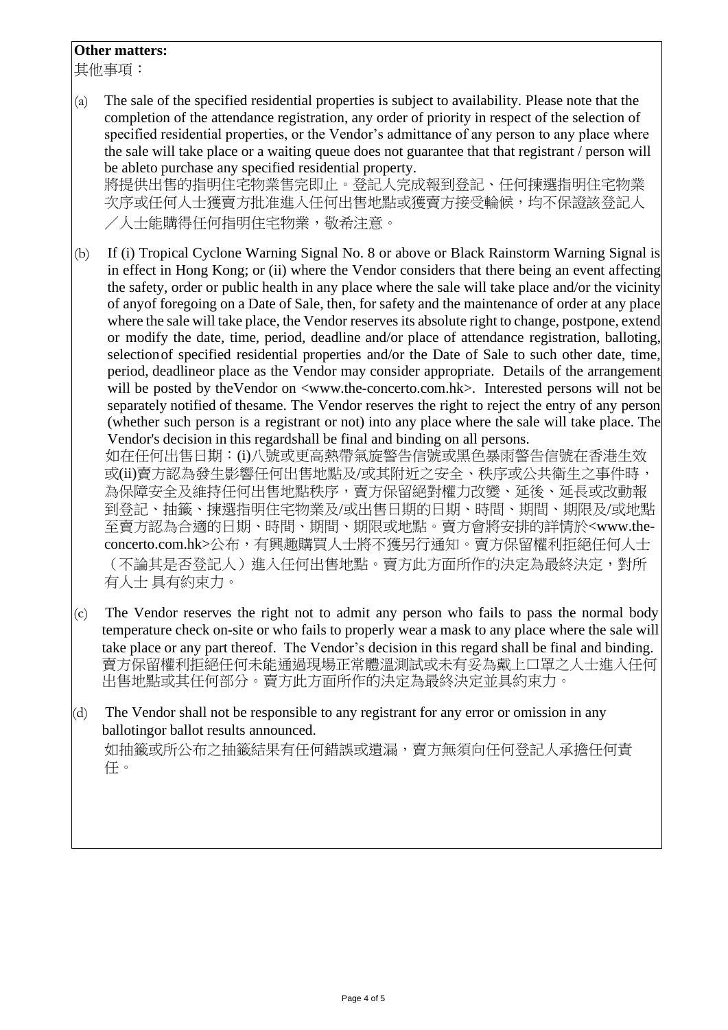**Other matters:**

其他事項：

(a) The sale of the specified residential properties is subject to availability. Please note that the completion of the attendance registration, any order of priority in respect of the selection of specified residential properties, or the Vendor's admittance of any person to any place where the sale will take place or a waiting queue does not guarantee that that registrant / person will be ableto purchase any specified residential property.

將提供出售的指明住宅物業售完即止。登記人完成報到登記、任何揀選指明住宅物業次序或任何人士獲賣方批准進入任何出售地點或獲賣方接受輪候，均不保證該登記人／人士能購得任何指明住宅物業，敬希注意。

(b) If (i) Tropical Cyclone Warning Signal No. 8 or above or Black Rainstorm Warning Signal is in effect in Hong Kong; or (ii) where the Vendor considers that there being an event affecting the safety, order or public health in any place where the sale will take place and/or the vicinity of anyof foregoing on a Date of Sale, then, for safety and the maintenance of order at any place where the sale will take place, the Vendor reserves its absolute right to change, postpone, extend or modify the date, time, period, deadline and/or place of attendance registration, balloting, selectionof specified residential properties and/or the Date of Sale to such other date, time, period, deadlineor place as the Vendor may consider appropriate. Details of the arrangement will be posted by theVendor on <www.the-concerto.com.hk>. Interested persons will not be separately notified of thesame. The Vendor reserves the right to reject the entry of any person (whether such person is a registrant or not) into any place where the sale will take place. The Vendor's decision in this regardshall be final and binding on all persons.

如在任何出售日期：(i)八號或更高熱帶氣旋警告信號或黑色暴雨警告信號在香港生效或(ii)賣方認為發生影響任何出售地點及/或其附近之安全、秩序或公共衛生之事件時，為保障安全及維持任何出售地點秩序，賣方保留絕對權力改變、延後、延長或改動報到登記、抽籤、揀選指明住宅物業及/或出售日期的日期、時間、期間、期限及/或地點至賣方認為合適的日期、時間、期間、期限或地點。賣方會將安排的詳情於<www.the-concerto.com.hk>公布，有興趣購買人士將不獲另行通知。賣方保留權利拒絕任何人士（不論其是否登記人）進入任何出售地點。賣方此方面所作的決定為最終決定，對所有人士 具有約束力。

(c) The Vendor reserves the right not to admit any person who fails to pass the normal body temperature check on-site or who fails to properly wear a mask to any place where the sale will take place or any part thereof. The Vendor's decision in this regard shall be final and binding.

賣方保留權利拒絕任何未能通過現場正常體溫測試或未有妥為戴上口罩之人士進入任何出售地點或其任何部分。賣方此方面所作的決定為最終決定並具約束力。

(d) The Vendor shall not be responsible to any registrant for any error or omission in any ballotingor ballot results announced.

如抽籤或所公布之抽籤結果有任何錯誤或遺漏，賣方無須向任何登記人承擔任何責任。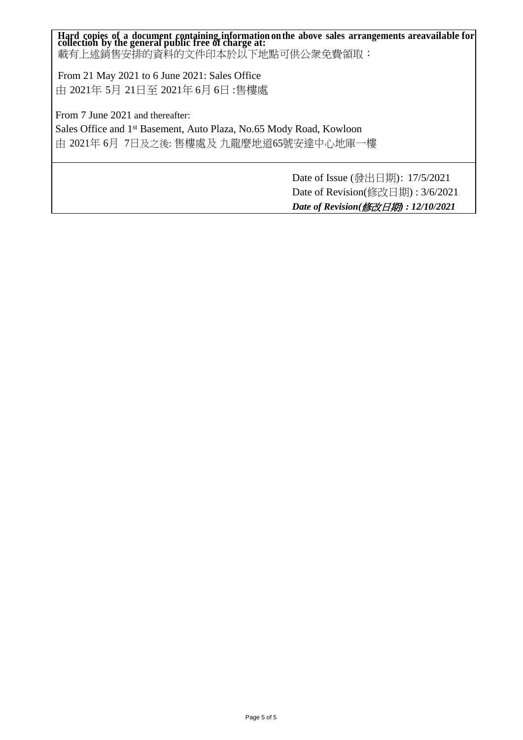**Hard copies of a document containing information on the above sales arrangements are available for collection by the general public free of charge at:**

載有上述銷售安排的資料的文件印本於以下地點可供公眾免費領取：

From 21 May 2021 to 6 June 2021: Sales Office

由 2021年 5月 21日至 2021年 6月 6日 :售樓處

From 7 June 2021 and thereafter:

Sales Office and 1st Basement, Auto Plaza, No.65 Mody Road, Kowloon

由 2021年 6月 7日及之後: 售樓處及 九龍麼地道65號安達中心地庫一樓

Date of Issue (發出日期): 17/5/2021

Date of Revision(修改日期) : 3/6/2021

***Date of Revision(修改日期) : 12/10/2021***